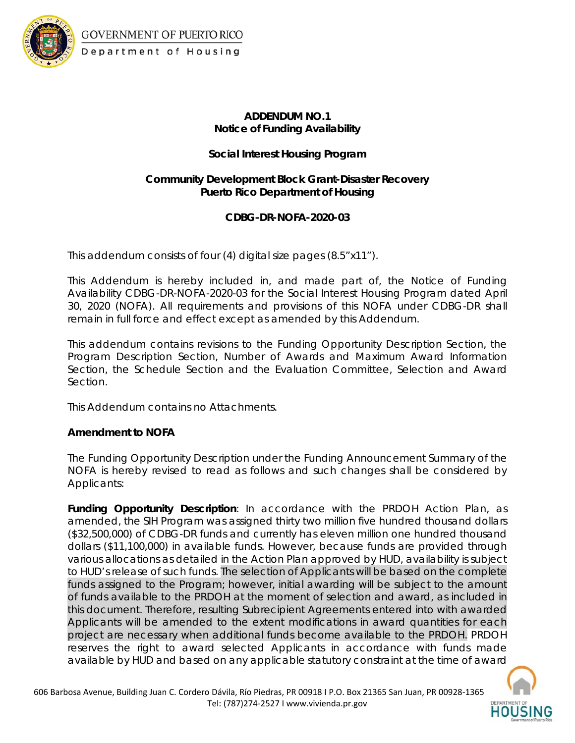**ADDENDUM NO.1**
**Notice of Funding Availability**

**Social Interest Housing Program**

**Community Development Block Grant-Disaster Recovery**
**Puerto Rico Department of Housing**

**CDBG-DR-NOFA-2020-03**

This addendum consists of four (4) digital size pages (8.5"x11").

This Addendum is hereby included in, and made part of, the Notice of Funding Availability CDBG-DR-NOFA-2020-03 for the Social Interest Housing Program dated April 30, 2020 (NOFA). All requirements and provisions of this NOFA under CDBG-DR shall remain in full force and effect except as amended by this Addendum.

This addendum contains revisions to the Funding Opportunity Description Section, the Program Description Section, Number of Awards and Maximum Award Information Section, the Schedule Section and the Evaluation Committee, Selection and Award Section.

This Addendum contains no Attachments.

**Amendment to NOFA**

The Funding Opportunity Description under the Funding Announcement Summary of the NOFA is hereby revised to read as follows and such changes shall be considered by Applicants:

**Funding Opportunity Description**: In accordance with the PRDOH Action Plan, as amended, the SIH Program was assigned thirty two million five hundred thousand dollars ($32,500,000) of CDBG-DR funds and currently has eleven million one hundred thousand dollars ($11,100,000) in available funds. However, because funds are provided through various allocations as detailed in the Action Plan approved by HUD, availability is subject to HUD's release of such funds. The selection of Applicants will be based on the complete funds assigned to the Program; however, initial awarding will be subject to the amount of funds available to the PRDOH at the moment of selection and award, as included in this document. Therefore, resulting Subrecipient Agreements entered into with awarded Applicants will be amended to the extent modifications in award quantities for each project are necessary when additional funds become available to the PRDOH. PRDOH reserves the right to award selected Applicants in accordance with funds made available by HUD and based on any applicable statutory constraint at the time of award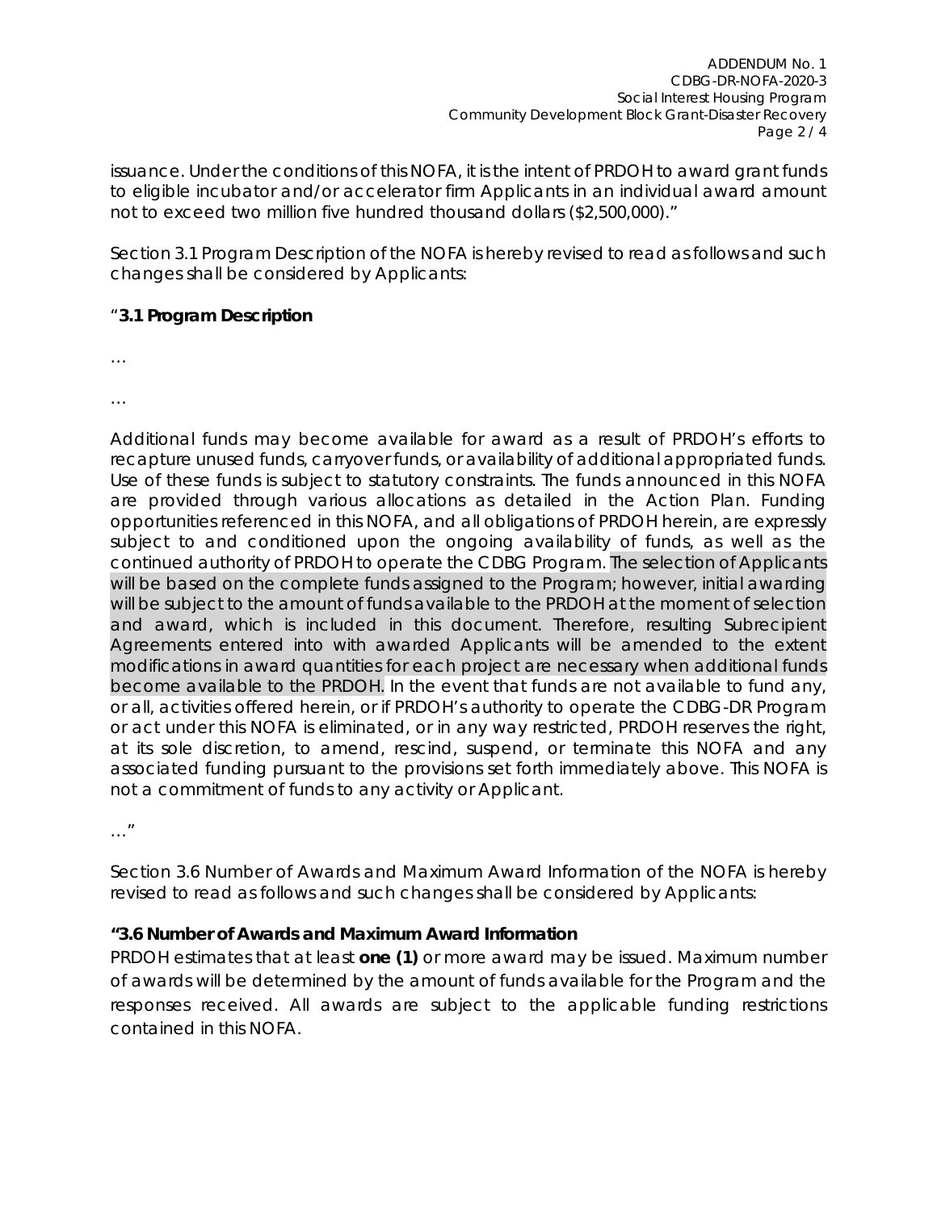issuance. Under the conditions of this NOFA, it is the intent of PRDOH to award grant funds to eligible incubator and/or accelerator firm Applicants in an individual award amount not to exceed two million five hundred thousand dollars ($2,500,000)."

Section 3.1 Program Description of the NOFA is hereby revised to read as follows and such changes shall be considered by Applicants:

"**3.1 Program Description**

…

…

Additional funds may become available for award as a result of PRDOH's efforts to recapture unused funds, carryover funds, or availability of additional appropriated funds. Use of these funds is subject to statutory constraints. The funds announced in this NOFA are provided through various allocations as detailed in the Action Plan. Funding opportunities referenced in this NOFA, and all obligations of PRDOH herein, are expressly subject to and conditioned upon the ongoing availability of funds, as well as the continued authority of PRDOH to operate the CDBG Program. The selection of Applicants will be based on the complete funds assigned to the Program; however, initial awarding will be subject to the amount of funds available to the PRDOH at the moment of selection and award, which is included in this document. Therefore, resulting Subrecipient Agreements entered into with awarded Applicants will be amended to the extent modifications in award quantities for each project are necessary when additional funds become available to the PRDOH. In the event that funds are not available to fund any, or all, activities offered herein, or if PRDOH's authority to operate the CDBG-DR Program or act under this NOFA is eliminated, or in any way restricted, PRDOH reserves the right, at its sole discretion, to amend, rescind, suspend, or terminate this NOFA and any associated funding pursuant to the provisions set forth immediately above. This NOFA is not a commitment of funds to any activity or Applicant.

…"

Section 3.6 Number of Awards and Maximum Award Information of the NOFA is hereby revised to read as follows and such changes shall be considered by Applicants:

**"3.6 Number of Awards and Maximum Award Information**

PRDOH estimates that at least **one (1)** or more award may be issued. Maximum number of awards will be determined by the amount of funds available for the Program and the responses received. All awards are subject to the applicable funding restrictions contained in this NOFA.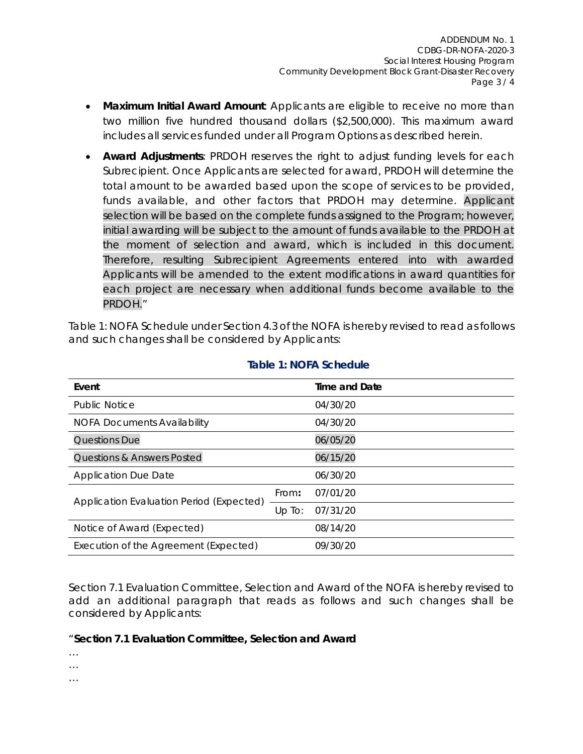- **Maximum Initial Award Amount**: Applicants are eligible to receive no more than two million five hundred thousand dollars ($2,500,000). This maximum award includes all services funded under all Program Options as described herein.
- **Award Adjustments**: PRDOH reserves the right to adjust funding levels for each Subrecipient. Once Applicants are selected for award, PRDOH will determine the total amount to be awarded based upon the scope of services to be provided, funds available, and other factors that PRDOH may determine. Applicant selection will be based on the complete funds assigned to the Program; however, initial awarding will be subject to the amount of funds available to the PRDOH at the moment of selection and award, which is included in this document. Therefore, resulting Subrecipient Agreements entered into with awarded Applicants will be amended to the extent modifications in award quantities for each project are necessary when additional funds become available to the PRDOH."

Table 1: NOFA Schedule under Section 4.3 of the NOFA is hereby revised to read as follows and such changes shall be considered by Applicants:

**Table 1: NOFA Schedule**

| Event | | Time and Date |
|---|---|---|
| Public Notice | | 04/30/20 |
| NOFA Documents Availability | | 04/30/20 |
| Questions Due | | 06/05/20 |
| Questions & Answers Posted | | 06/15/20 |
| Application Due Date | | 06/30/20 |
| Application Evaluation Period (Expected) | From: | 07/01/20 |
| | Up To: | 07/31/20 |
| Notice of Award (Expected) | | 08/14/20 |
| Execution of the Agreement (Expected) | | 09/30/20 |

Section 7.1 Evaluation Committee, Selection and Award of the NOFA is hereby revised to add an additional paragraph that reads as follows and such changes shall be considered by Applicants:

"**Section 7.1 Evaluation Committee, Selection and Award**

…

…

…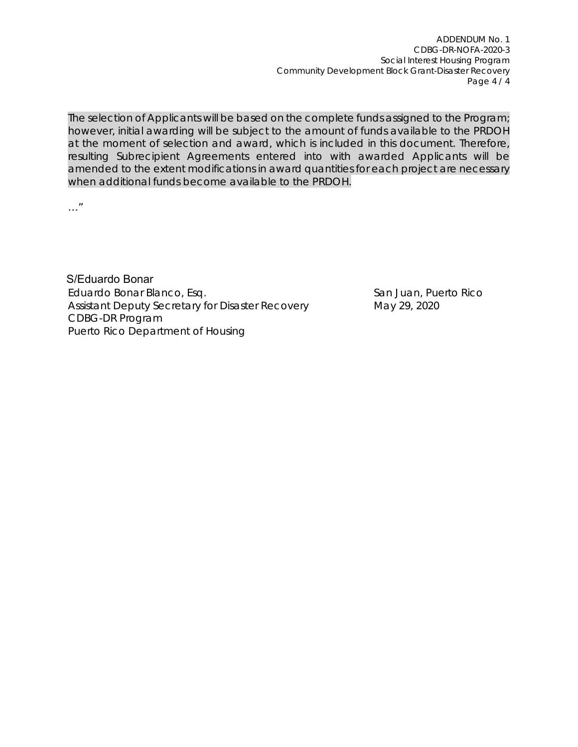The selection of Applicants will be based on the complete funds assigned to the Program; however, initial awarding will be subject to the amount of funds available to the PRDOH at the moment of selection and award, which is included in this document. Therefore, resulting Subrecipient Agreements entered into with awarded Applicants will be amended to the extent modifications in award quantities for each project are necessary when additional funds become available to the PRDOH.

…"

S/Eduardo Bonar
Eduardo Bonar Blanco, Esq.
Assistant Deputy Secretary for Disaster Recovery
CDBG-DR Program
Puerto Rico Department of Housing

San Juan, Puerto Rico
May 29, 2020